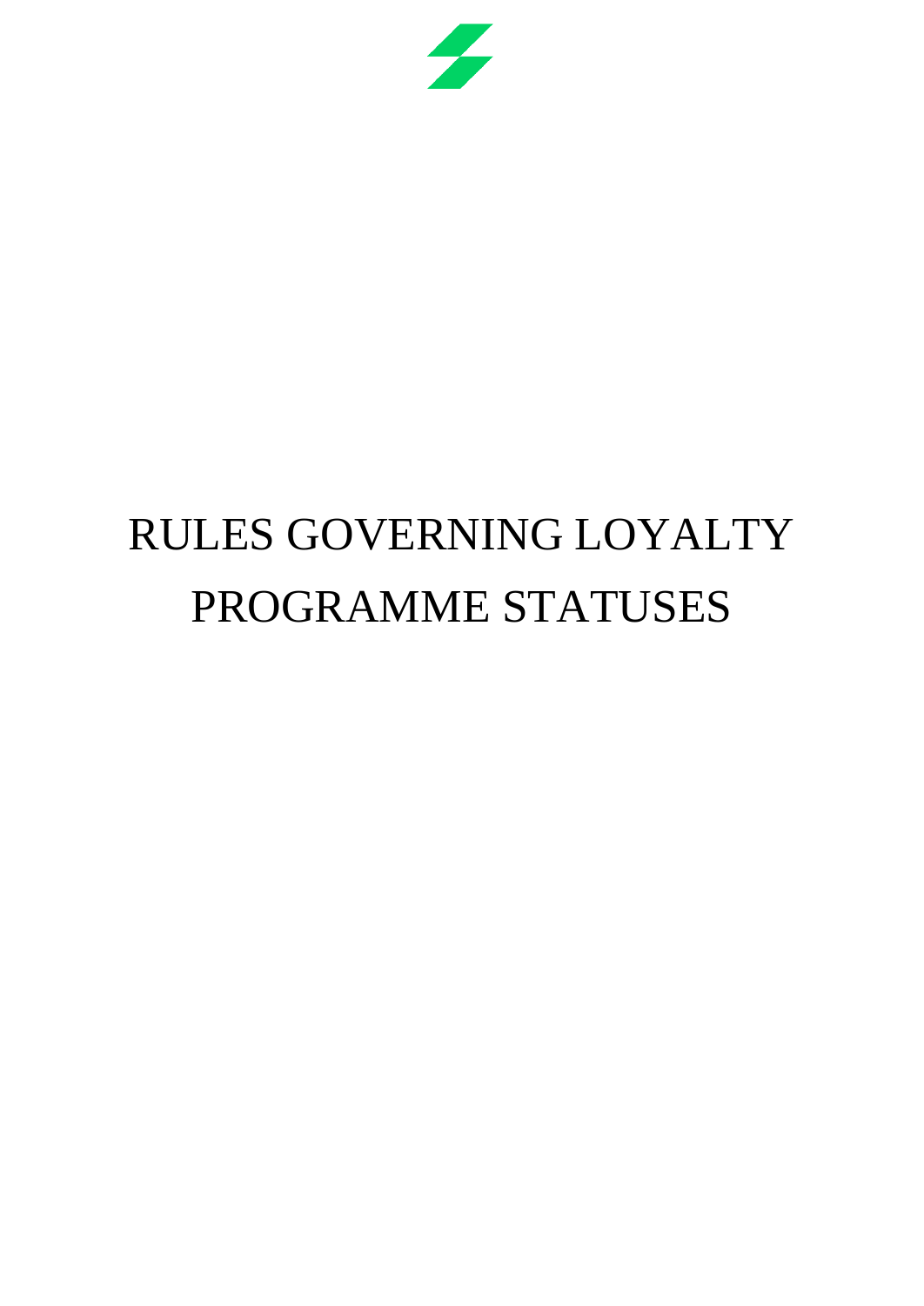# RULES GOVERNING LOYALTY PROGRAMME STATUSES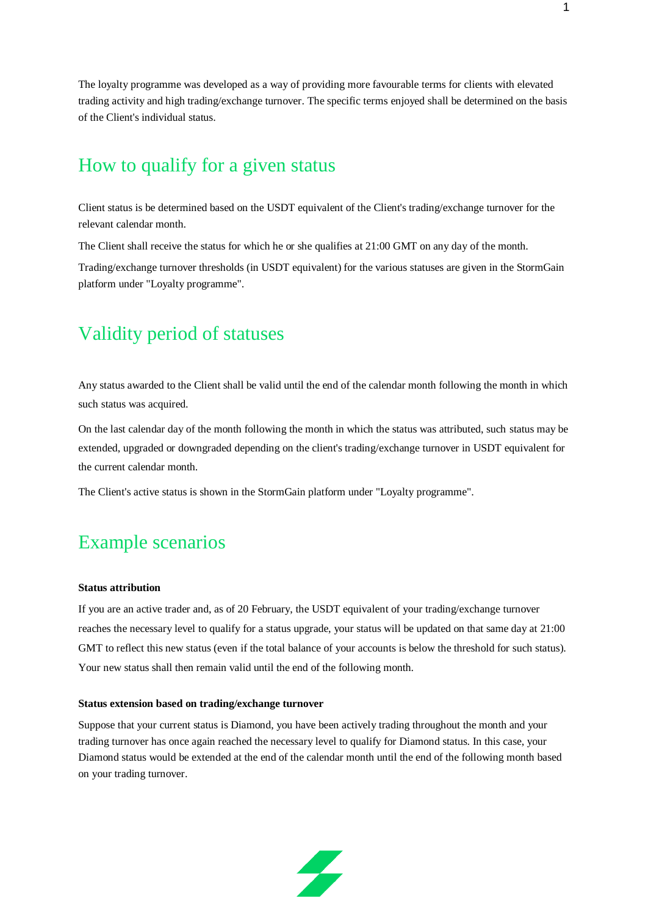The loyalty programme was developed as a way of providing more favourable terms for clients with elevated trading activity and high trading/exchange turnover. The specific terms enjoyed shall be determined on the basis of the Client's individual status.

## How to qualify for a given status

Client status is be determined based on the USDT equivalent of the Client's trading/exchange turnover for the relevant calendar month.

The Client shall receive the status for which he or she qualifies at 21:00 GMT on any day of the month.

Trading/exchange turnover thresholds (in USDT equivalent) for the various statuses are given in the StormGain platform under "Loyalty programme".

## Validity period of statuses

Any status awarded to the Client shall be valid until the end of the calendar month following the month in which such status was acquired.

On the last calendar day of the month following the month in which the status was attributed, such status may be extended, upgraded or downgraded depending on the client's trading/exchange turnover in USDT equivalent for the current calendar month.

The Client's active status is shown in the StormGain platform under "Loyalty programme".

## Example scenarios

**Status attribution**

If you are an active trader and, as of 20 February, the USDT equivalent of your trading/exchange turnover reaches the necessary level to qualify for a status upgrade, your status will be updated on that same day at 21:00 GMT to reflect this new status (even if the total balance of your accounts is below the threshold for such status). Your new status shall then remain valid until the end of the following month.

**Status extension based on trading/exchange turnover**

Suppose that your current status is Diamond, you have been actively trading throughout the month and your trading turnover has once again reached the necessary level to qualify for Diamond status. In this case, your Diamond status would be extended at the end of the calendar month until the end of the following month based on your trading turnover.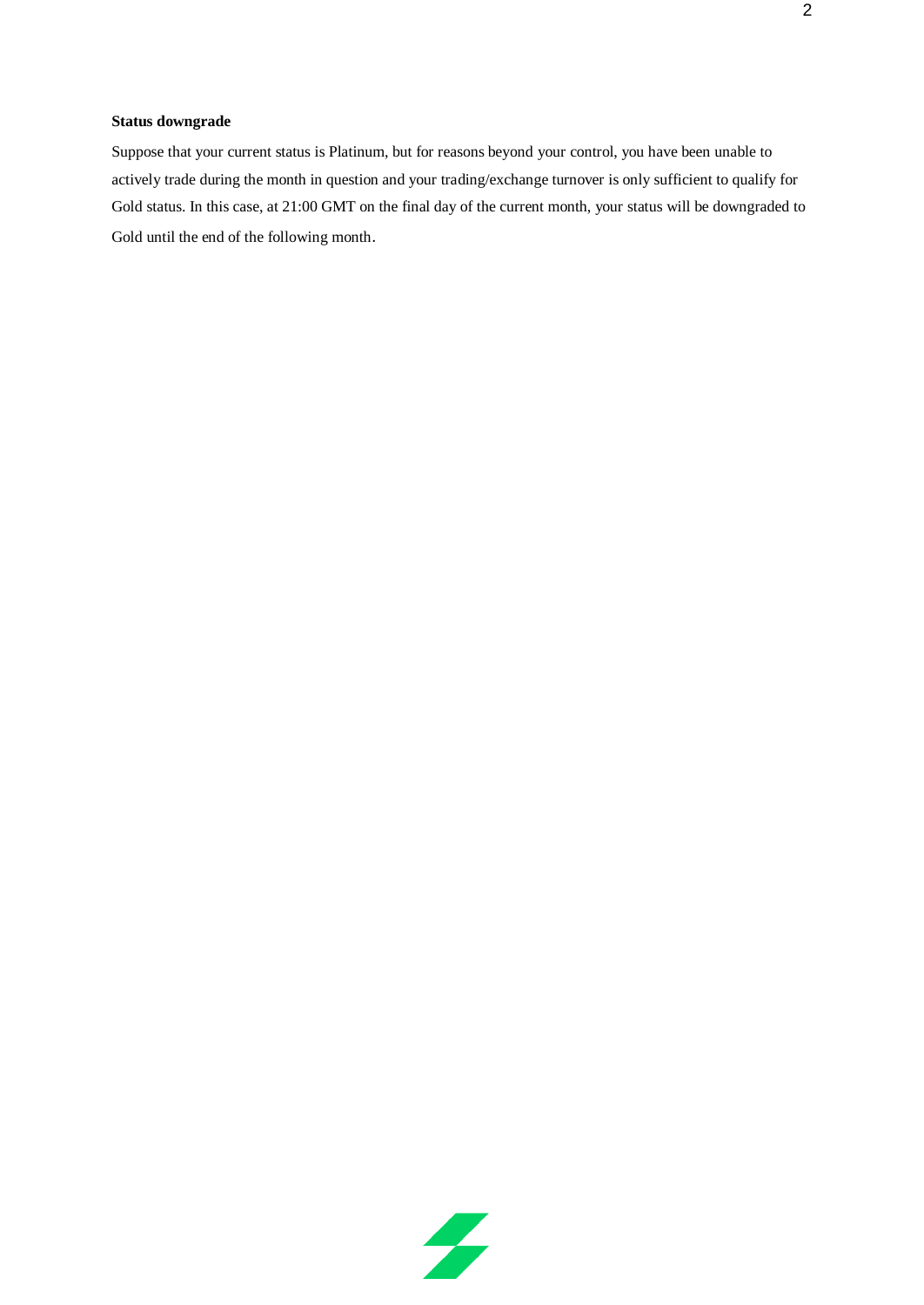**Status downgrade**

Suppose that your current status is Platinum, but for reasons beyond your control, you have been unable to actively trade during the month in question and your trading/exchange turnover is only sufficient to qualify for Gold status. In this case, at 21:00 GMT on the final day of the current month, your status will be downgraded to Gold until the end of the following month.